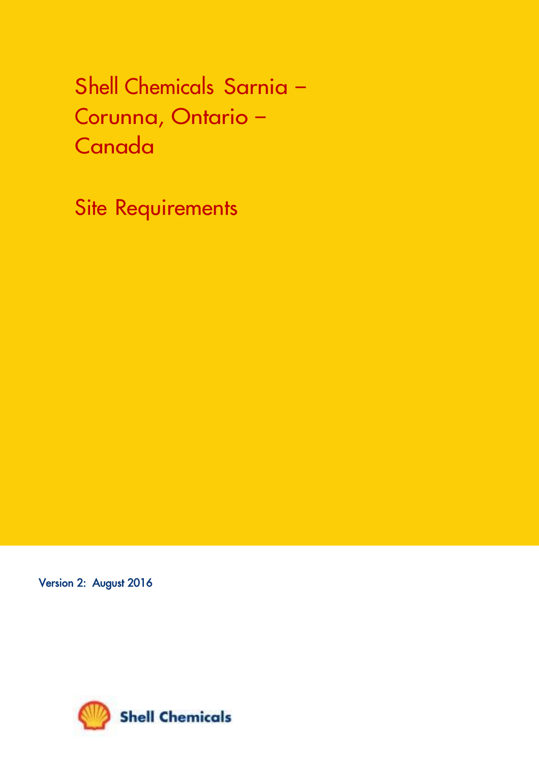# Shell Chemicals Sarnia – Corunna, Ontario – Canada

## Site Requirements

Version 2: August 2016

Shell Chemicals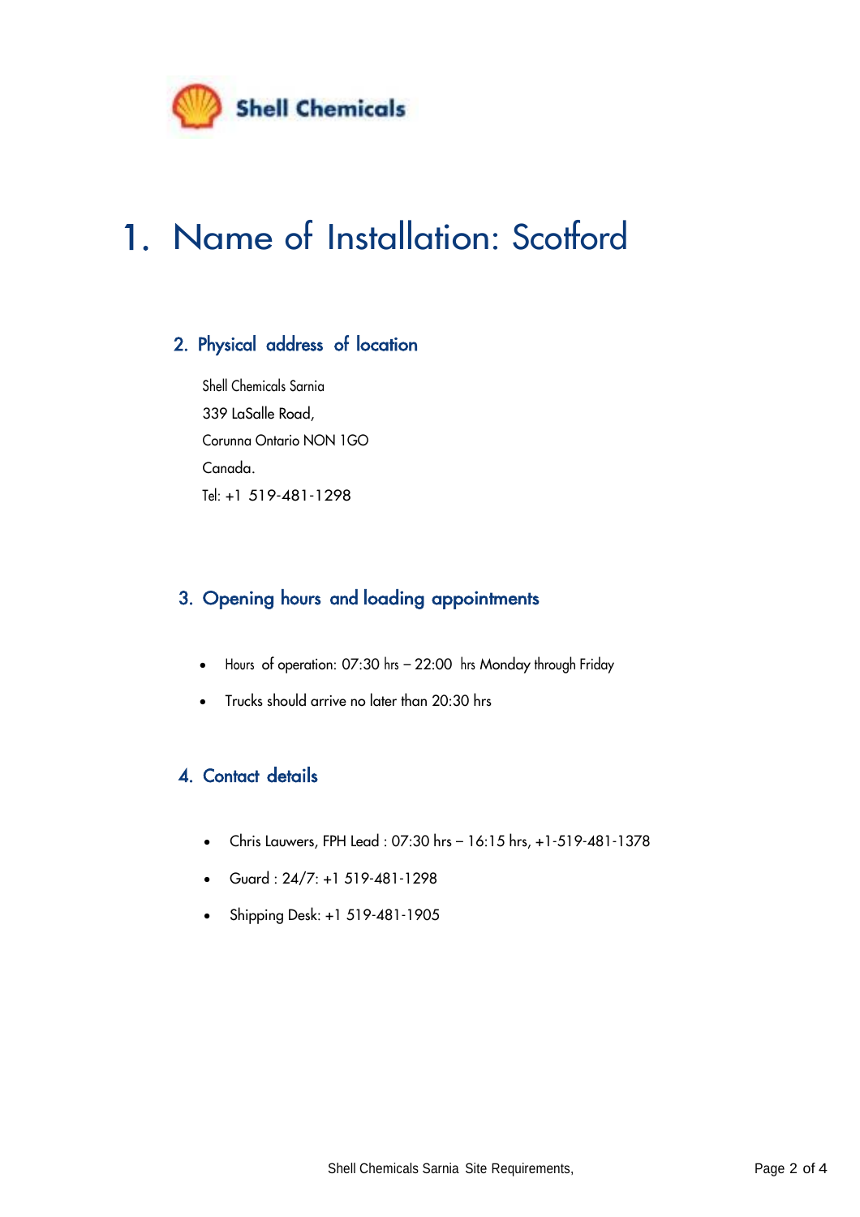Shell Chemicals

# 1. Name of Installation: Scotford

## 2. Physical address of location

Shell Chemicals Sarnia
339 LaSalle Road,
Corunna Ontario NON 1GO
Canada.
Tel: +1 519-481-1298

## 3. Opening hours and loading appointments

- Hours of operation: 07:30 hrs – 22:00 hrs Monday through Friday
- Trucks should arrive no later than 20:30 hrs

## 4. Contact details

- Chris Lauwers, FPH Lead : 07:30 hrs – 16:15 hrs, +1-519-481-1378
- Guard : 24/7: +1 519-481-1298
- Shipping Desk: +1 519-481-1905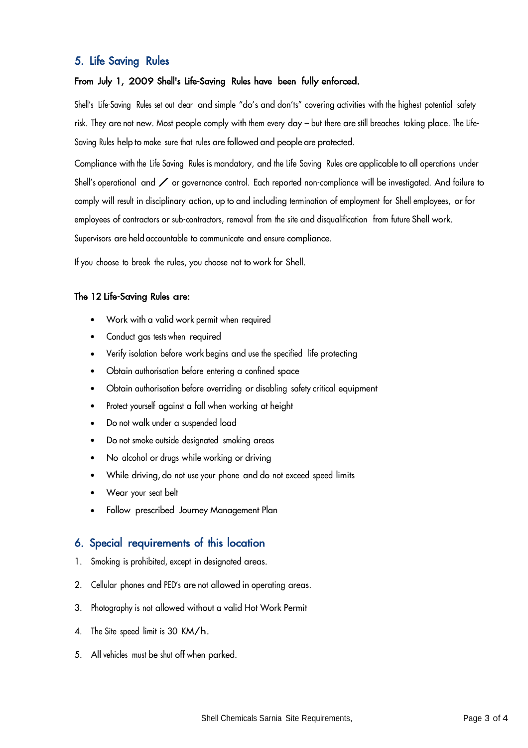## 5. Life Saving Rules

**From July 1, 2009 Shell's Life-Saving Rules have been fully enforced.**

Shell's Life-Saving Rules set out clear and simple "do's and don'ts" covering activities with the highest potential safety risk. They are not new. Most people comply with them every day – but there are still breaches taking place. The Life-Saving Rules help to make sure that rules are followed and people are protected.

Compliance with the Life Saving Rules is mandatory, and the Life Saving Rules are applicable to all operations under Shell's operational and / or governance control. Each reported non-compliance will be investigated. And failure to comply will result in disciplinary action, up to and including termination of employment for Shell employees, or for employees of contractors or sub-contractors, removal from the site and disqualification from future Shell work. Supervisors are held accountable to communicate and ensure compliance.

If you choose to break the rules, you choose not to work for Shell.

**The 12 Life-Saving Rules are:**

- Work with a valid work permit when required
- Conduct gas tests when required
- Verify isolation before work begins and use the specified life protecting
- Obtain authorisation before entering a confined space
- Obtain authorisation before overriding or disabling safety critical equipment
- Protect yourself against a fall when working at height
- Do not walk under a suspended load
- Do not smoke outside designated smoking areas
- No alcohol or drugs while working or driving
- While driving, do not use your phone and do not exceed speed limits
- Wear your seat belt
- Follow prescribed Journey Management Plan

## 6. Special requirements of this location

1. Smoking is prohibited, except in designated areas.
2. Cellular phones and PED's are not allowed in operating areas.
3. Photography is not allowed without a valid Hot Work Permit
4. The Site speed limit is 30 KM/h.
5. All vehicles must be shut off when parked.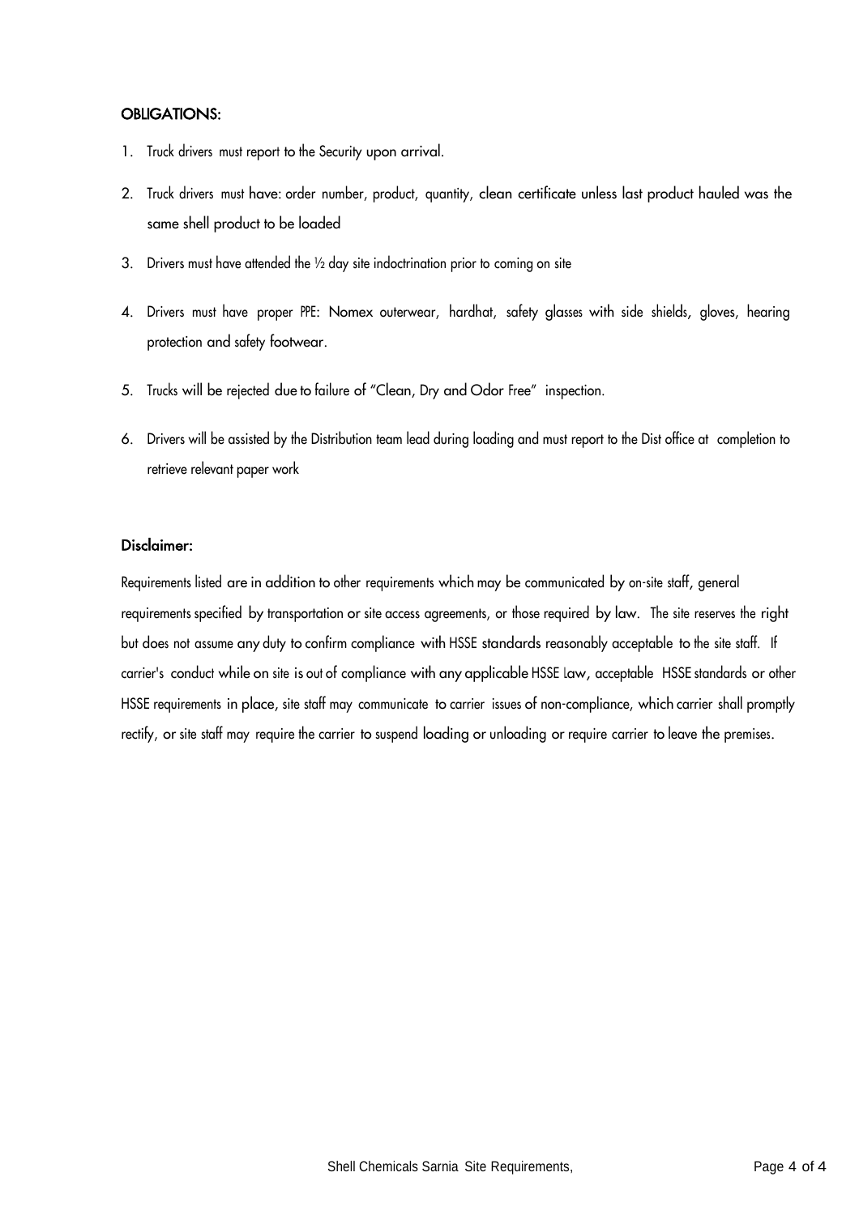**OBLIGATIONS:**

1. Truck drivers must report to the Security upon arrival.
2. Truck drivers must have: order number, product, quantity, clean certificate unless last product hauled was the same shell product to be loaded
3. Drivers must have attended the ½ day site indoctrination prior to coming on site
4. Drivers must have proper PPE: Nomex outerwear, hardhat, safety glasses with side shields, gloves, hearing protection and safety footwear.
5. Trucks will be rejected due to failure of "Clean, Dry and Odor Free" inspection.
6. Drivers will be assisted by the Distribution team lead during loading and must report to the Dist office at completion to retrieve relevant paper work

**Disclaimer:**

Requirements listed are in addition to other requirements which may be communicated by on-site staff, general requirements specified by transportation or site access agreements, or those required by law. The site reserves the right but does not assume any duty to confirm compliance with HSSE standards reasonably acceptable to the site staff. If carrier's conduct while on site is out of compliance with any applicable HSSE Law, acceptable HSSE standards or other HSSE requirements in place, site staff may communicate to carrier issues of non-compliance, which carrier shall promptly rectify, or site staff may require the carrier to suspend loading or unloading or require carrier to leave the premises.